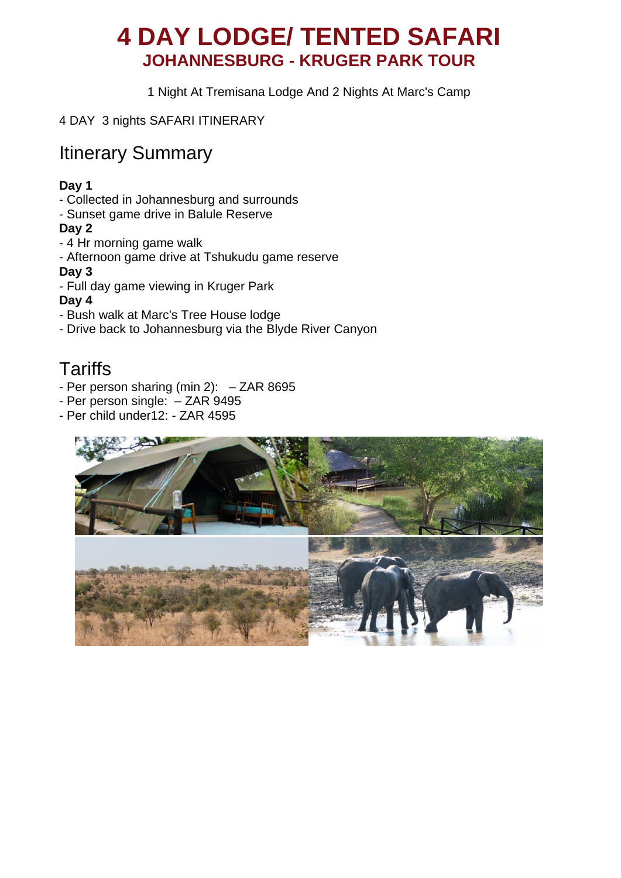# 4 DAY LODGE/ TENTED SAFARI

## JOHANNESBURG - KRUGER PARK TOUR

1 Night At Tremisana Lodge And 2 Nights At Marc's Camp

4 DAY 3 nights SAFARI ITINERARY

## Itinerary Summary

**Day 1**
- Collected in Johannesburg and surrounds
- Sunset game drive in Balule Reserve

**Day 2**
- 4 Hr morning game walk
- Afternoon game drive at Tshukudu game reserve

**Day 3**
- Full day game viewing in Kruger Park

**Day 4**
- Bush walk at Marc's Tree House lodge
- Drive back to Johannesburg via the Blyde River Canyon

## Tariffs

- Per person sharing (min 2): – ZAR 8695
- Per person single: – ZAR 9495
- Per child under12: - ZAR 4595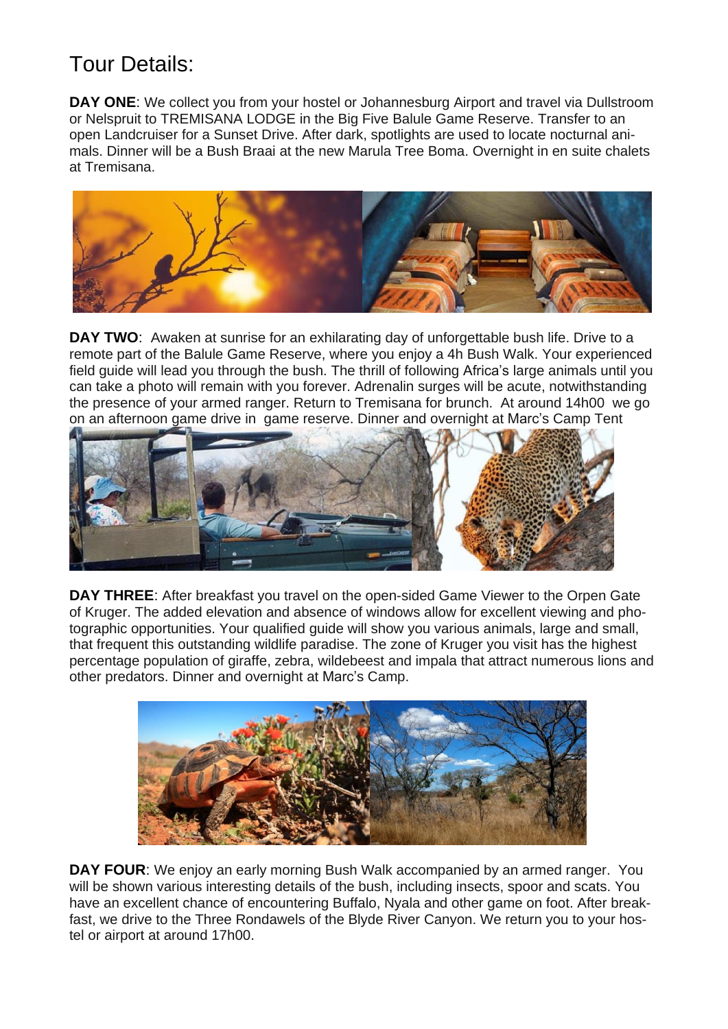# Tour Details:

**DAY ONE**: We collect you from your hostel or Johannesburg Airport and travel via Dullstroom or Nelspruit to TREMISANA LODGE in the Big Five Balule Game Reserve. Transfer to an open Landcruiser for a Sunset Drive. After dark, spotlights are used to locate nocturnal animals. Dinner will be a Bush Braai at the new Marula Tree Boma. Overnight in en suite chalets at Tremisana.

**DAY TWO**: Awaken at sunrise for an exhilarating day of unforgettable bush life. Drive to a remote part of the Balule Game Reserve, where you enjoy a 4h Bush Walk. Your experienced field guide will lead you through the bush. The thrill of following Africa's large animals until you can take a photo will remain with you forever. Adrenalin surges will be acute, notwithstanding the presence of your armed ranger. Return to Tremisana for brunch. At around 14h00 we go on an afternoon game drive in game reserve. Dinner and overnight at Marc's Camp Tent

**DAY THREE**: After breakfast you travel on the open-sided Game Viewer to the Orpen Gate of Kruger. The added elevation and absence of windows allow for excellent viewing and photographic opportunities. Your qualified guide will show you various animals, large and small, that frequent this outstanding wildlife paradise. The zone of Kruger you visit has the highest percentage population of giraffe, zebra, wildebeest and impala that attract numerous lions and other predators. Dinner and overnight at Marc's Camp.

**DAY FOUR**: We enjoy an early morning Bush Walk accompanied by an armed ranger. You will be shown various interesting details of the bush, including insects, spoor and scats. You have an excellent chance of encountering Buffalo, Nyala and other game on foot. After breakfast, we drive to the Three Rondawels of the Blyde River Canyon. We return you to your hostel or airport at around 17h00.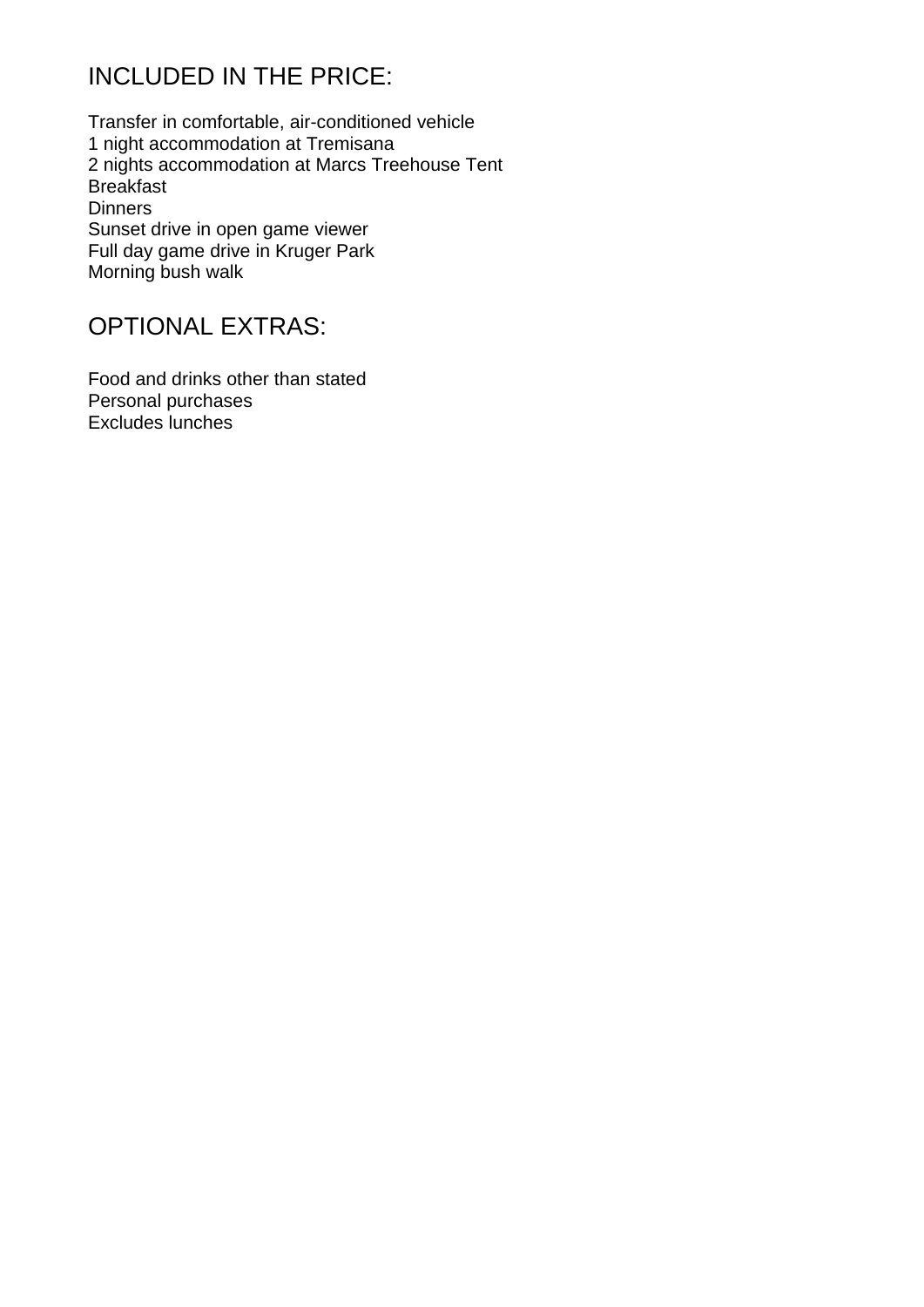## INCLUDED IN THE PRICE:

Transfer in comfortable, air-conditioned vehicle
1 night accommodation at Tremisana
2 nights accommodation at Marcs Treehouse Tent
Breakfast
Dinners
Sunset drive in open game viewer
Full day game drive in Kruger Park
Morning bush walk

## OPTIONAL EXTRAS:

Food and drinks other than stated
Personal purchases
Excludes lunches